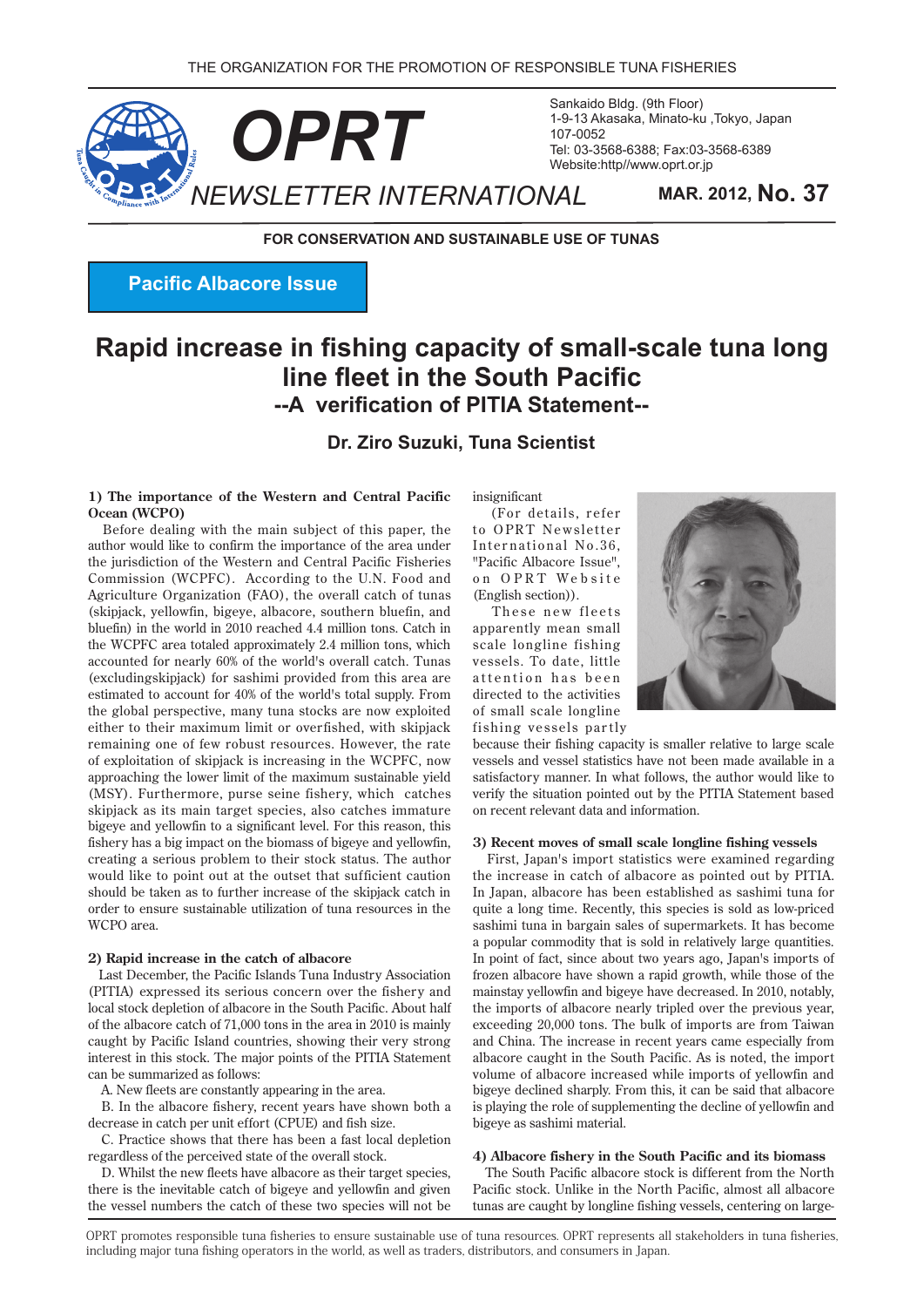THE ORGANIZATION FOR THE PROMOTION OF RESPONSIBLE TUNA FISHERIES

# OPRT NEWSLETTER INTERNATIONAL

Sankaido Bldg. (9th Floor)
1-9-13 Akasaka, Minato-ku ,Tokyo, Japan
107-0052
Tel: 03-3568-6388; Fax:03-3568-6389
Website:http//www.oprt.or.jp

**MAR. 2012, No. 37**

**FOR CONSERVATION AND SUSTAINABLE USE OF TUNAS**

**Pacific Albacore Issue**

# Rapid increase in fishing capacity of small-scale tuna long line fleet in the South Pacific

## --A verification of PITIA Statement--

### Dr. Ziro Suzuki, Tuna Scientist

**1) The importance of the Western and Central Pacific Ocean (WCPO)**

Before dealing with the main subject of this paper, the author would like to confirm the importance of the area under the jurisdiction of the Western and Central Pacific Fisheries Commission (WCPFC). According to the U.N. Food and Agriculture Organization (FAO), the overall catch of tunas (skipjack, yellowfin, bigeye, albacore, southern bluefin, and bluefin) in the world in 2010 reached 4.4 million tons. Catch in the WCPFC area totaled approximately 2.4 million tons, which accounted for nearly 60% of the world's overall catch. Tunas (excludingskipjack) for sashimi provided from this area are estimated to account for 40% of the world's total supply. From the global perspective, many tuna stocks are now exploited either to their maximum limit or overfished, with skipjack remaining one of few robust resources. However, the rate of exploitation of skipjack is increasing in the WCPFC, now approaching the lower limit of the maximum sustainable yield (MSY). Furthermore, purse seine fishery, which catches skipjack as its main target species, also catches immature bigeye and yellowfin to a significant level. For this reason, this fishery has a big impact on the biomass of bigeye and yellowfin, creating a serious problem to their stock status. The author would like to point out at the outset that sufficient caution should be taken as to further increase of the skipjack catch in order to ensure sustainable utilization of tuna resources in the WCPO area.

**2) Rapid increase in the catch of albacore**

Last December, the Pacific Islands Tuna Industry Association (PITIA) expressed its serious concern over the fishery and local stock depletion of albacore in the South Pacific. About half of the albacore catch of 71,000 tons in the area in 2010 is mainly caught by Pacific Island countries, showing their very strong interest in this stock. The major points of the PITIA Statement can be summarized as follows:

A. New fleets are constantly appearing in the area.

B. In the albacore fishery, recent years have shown both a decrease in catch per unit effort (CPUE) and fish size.

C. Practice shows that there has been a fast local depletion regardless of the perceived state of the overall stock.

D. Whilst the new fleets have albacore as their target species, there is the inevitable catch of bigeye and yellowfin and given the vessel numbers the catch of these two species will not be insignificant

(For details, refer to OPRT Newsletter International No.36, "Pacific Albacore Issue", on OPRT Website (English section)).

These new fleets apparently mean small scale longline fishing vessels. To date, little attention has been directed to the activities of small scale longline fishing vessels partly because their fishing capacity is smaller relative to large scale vessels and vessel statistics have not been made available in a satisfactory manner. In what follows, the author would like to verify the situation pointed out by the PITIA Statement based on recent relevant data and information.

**3) Recent moves of small scale longline fishing vessels**

First, Japan's import statistics were examined regarding the increase in catch of albacore as pointed out by PITIA. In Japan, albacore has been established as sashimi tuna for quite a long time. Recently, this species is sold as low-priced sashimi tuna in bargain sales of supermarkets. It has become a popular commodity that is sold in relatively large quantities. In point of fact, since about two years ago, Japan's imports of frozen albacore have shown a rapid growth, while those of the mainstay yellowfin and bigeye have decreased. In 2010, notably, the imports of albacore nearly tripled over the previous year, exceeding 20,000 tons. The bulk of imports are from Taiwan and China. The increase in recent years came especially from albacore caught in the South Pacific. As is noted, the import volume of albacore increased while imports of yellowfin and bigeye declined sharply. From this, it can be said that albacore is playing the role of supplementing the decline of yellowfin and bigeye as sashimi material.

**4) Albacore fishery in the South Pacific and its biomass**

The South Pacific albacore stock is different from the North Pacific stock. Unlike in the North Pacific, almost all albacore tunas are caught by longline fishing vessels, centering on large-

OPRT promotes responsible tuna fisheries to ensure sustainable use of tuna resources. OPRT represents all stakeholders in tuna fisheries, including major tuna fishing operators in the world, as well as traders, distributors, and consumers in Japan.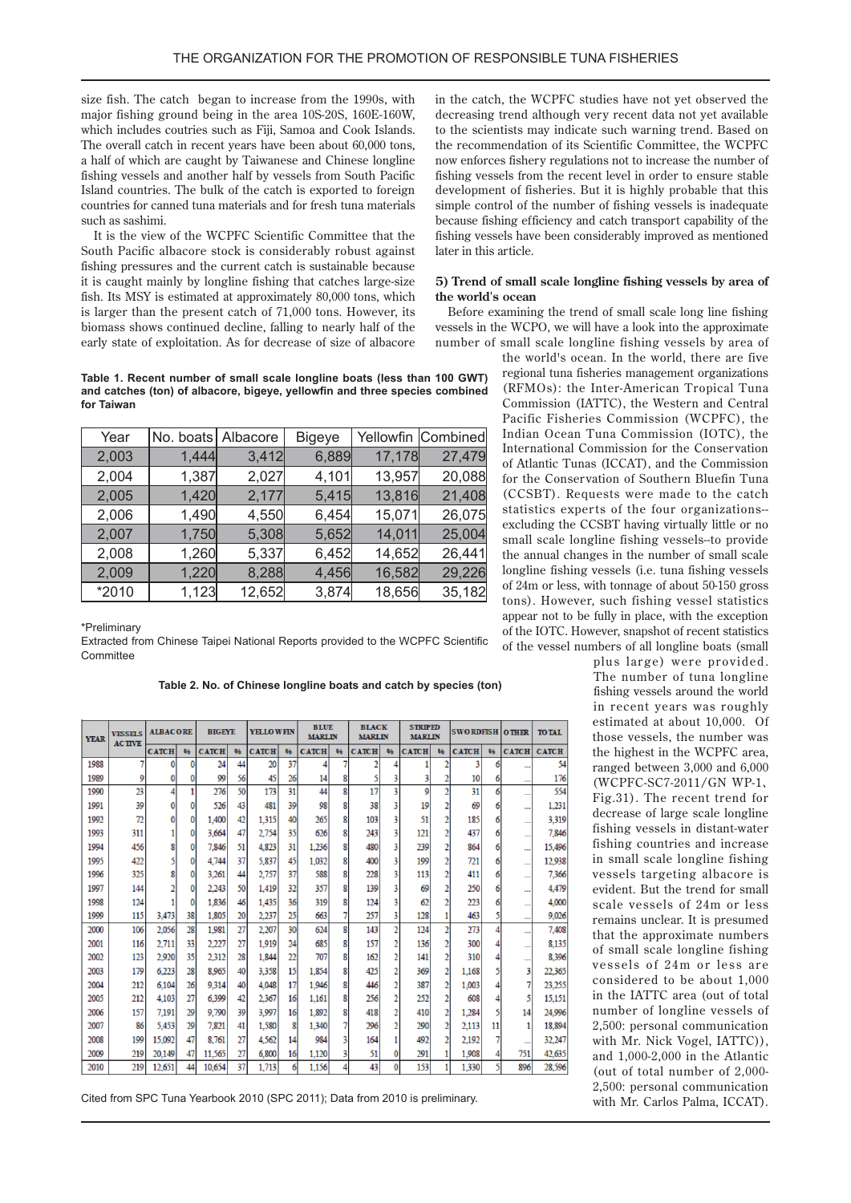size fish. The catch began to increase from the 1990s, with major fishing ground being in the area 10S-20S, 160E-160W, which includes coutries such as Fiji, Samoa and Cook Islands. The overall catch in recent years have been about 60,000 tons, a half of which are caught by Taiwanese and Chinese longline fishing vessels and another half by vessels from South Pacific Island countries. The bulk of the catch is exported to foreign countries for canned tuna materials and for fresh tuna materials such as sashimi.

It is the view of the WCPFC Scientific Committee that the South Pacific albacore stock is considerably robust against fishing pressures and the current catch is sustainable because it is caught mainly by longline fishing that catches large-size fish. Its MSY is estimated at approximately 80,000 tons, which is larger than the present catch of 71,000 tons. However, its biomass shows continued decline, falling to nearly half of the early state of exploitation. As for decrease of size of albacore in the catch, the WCPFC studies have not yet observed the decreasing trend although very recent data not yet available to the scientists may indicate such warning trend. Based on the recommendation of its Scientific Committee, the WCPFC now enforces fishery regulations not to increase the number of fishing vessels from the recent level in order to ensure stable development of fisheries. But it is highly probable that this simple control of the number of fishing vessels is inadequate because fishing efficiency and catch transport capability of the fishing vessels have been considerably improved as mentioned later in this article.

**Table 1. Recent number of small scale longline boats (less than 100 GWT) and catches (ton) of albacore, bigeye, yellowfin and three species combined for Taiwan**

| Year | No. boats | Albacore | Bigeye | Yellowfin | Combined |
|---|---|---|---|---|---|
| 2,003 | 1,444 | 3,412 | 6,889 | 17,178 | 27,479 |
| 2,004 | 1,387 | 2,027 | 4,101 | 13,957 | 20,088 |
| 2,005 | 1,420 | 2,177 | 5,415 | 13,816 | 21,408 |
| 2,006 | 1,490 | 4,550 | 6,454 | 15,071 | 26,075 |
| 2,007 | 1,750 | 5,308 | 5,652 | 14,011 | 25,004 |
| 2,008 | 1,260 | 5,337 | 6,452 | 14,652 | 26,441 |
| 2,009 | 1,220 | 8,288 | 4,456 | 16,582 | 29,226 |
| *2010 | 1,123 | 12,652 | 3,874 | 18,656 | 35,182 |

*Preliminary

Extracted from Chinese Taipei National Reports provided to the WCPFC Scientific Committee

**Table 2. No. of Chinese longline boats and catch by species (ton)**

| YEAR | VESSELS ACTIVE | ALBACORE | | BIGEYE | | YELLOWFIN | | BLUE MARLIN | | BLACK MARLIN | | STRIPED MARLIN | | SWORDFISH | | OTHER | TOTAL |
|---|---|---|---|---|---|---|---|---|---|---|---|---|---|---|---|---|---|
| | | CATCH | % | CATCH | % | CATCH | % | CATCH | % | CATCH | % | CATCH | % | CATCH | % | CATCH | CATCH |
| 1988 | 7 | 0 | 0 | 24 | 44 | 20 | 37 | 4 | 7 | 2 | 4 | 1 | 2 | 3 | 6 | ... | 54 |
| 1989 | 9 | 0 | 0 | 99 | 56 | 45 | 26 | 14 | 8 | 5 | 3 | 3 | 2 | 10 | 6 | ... | 176 |
| 1990 | 23 | 4 | 1 | 276 | 50 | 173 | 31 | 44 | 8 | 17 | 3 | 9 | 2 | 31 | 6 | ... | 554 |
| 1991 | 39 | 0 | 0 | 526 | 43 | 481 | 39 | 98 | 8 | 38 | 3 | 19 | 2 | 69 | 6 | ... | 1,231 |
| 1992 | 72 | 0 | 0 | 1,400 | 42 | 1,315 | 40 | 265 | 8 | 103 | 3 | 51 | 2 | 185 | 6 | ... | 3,319 |
| 1993 | 311 | 1 | 0 | 3,664 | 47 | 2,754 | 35 | 626 | 8 | 243 | 3 | 121 | 2 | 437 | 6 | ... | 7,846 |
| 1994 | 456 | 8 | 0 | 7,846 | 51 | 4,823 | 31 | 1,236 | 8 | 480 | 3 | 239 | 2 | 864 | 6 | ... | 15,496 |
| 1995 | 422 | 5 | 0 | 4,744 | 37 | 5,837 | 45 | 1,032 | 8 | 400 | 3 | 199 | 2 | 721 | 6 | ... | 12,938 |
| 1996 | 325 | 8 | 0 | 3,261 | 44 | 2,757 | 37 | 588 | 8 | 228 | 3 | 113 | 2 | 411 | 6 | ... | 7,366 |
| 1997 | 144 | 2 | 0 | 2,243 | 50 | 1,419 | 32 | 357 | 8 | 139 | 3 | 69 | 2 | 250 | 6 | ... | 4,479 |
| 1998 | 124 | 1 | 0 | 1,836 | 46 | 1,435 | 36 | 319 | 8 | 124 | 3 | 62 | 2 | 223 | 6 | ... | 4,000 |
| 1999 | 115 | 3,473 | 38 | 1,805 | 20 | 2,237 | 25 | 663 | 7 | 257 | 3 | 128 | 1 | 463 | 5 | ... | 9,026 |
| 2000 | 106 | 2,056 | 28 | 1,981 | 27 | 2,207 | 30 | 624 | 8 | 143 | 2 | 124 | 2 | 273 | 4 | ... | 7,408 |
| 2001 | 116 | 2,711 | 33 | 2,227 | 27 | 1,919 | 24 | 685 | 8 | 157 | 2 | 136 | 2 | 300 | 4 | ... | 8,135 |
| 2002 | 123 | 2,920 | 35 | 2,312 | 28 | 1,844 | 22 | 707 | 8 | 162 | 2 | 141 | 2 | 310 | 4 | ... | 8,396 |
| 2003 | 179 | 6,223 | 28 | 8,965 | 40 | 3,358 | 15 | 1,854 | 8 | 425 | 2 | 369 | 2 | 1,168 | 5 | 3 | 22,365 |
| 2004 | 212 | 6,104 | 26 | 9,314 | 40 | 4,048 | 17 | 1,946 | 8 | 446 | 2 | 387 | 2 | 1,003 | 4 | 7 | 23,255 |
| 2005 | 212 | 4,103 | 27 | 6,399 | 42 | 2,367 | 16 | 1,161 | 8 | 256 | 2 | 252 | 2 | 608 | 4 | 5 | 15,151 |
| 2006 | 157 | 7,191 | 29 | 9,790 | 39 | 3,997 | 16 | 1,892 | 8 | 418 | 2 | 410 | 2 | 1,284 | 5 | 14 | 24,996 |
| 2007 | 86 | 5,453 | 29 | 7,821 | 41 | 1,580 | 8 | 1,340 | 7 | 296 | 2 | 290 | 2 | 2,113 | 11 | 1 | 18,894 |
| 2008 | 199 | 15,092 | 47 | 8,761 | 27 | 4,562 | 14 | 984 | 3 | 164 | 1 | 492 | 2 | 2,192 | 7 | ... | 32,247 |
| 2009 | 219 | 20,149 | 47 | 11,565 | 27 | 6,800 | 16 | 1,120 | 3 | 51 | 0 | 291 | 1 | 1,908 | 4 | 751 | 42,635 |
| 2010 | 219 | 12,651 | 44 | 10,654 | 37 | 1,713 | 6 | 1,156 | 4 | 43 | 0 | 153 | 1 | 1,330 | 5 | 896 | 28,596 |

Cited from SPC Tuna Yearbook 2010 (SPC 2011); Data from 2010 is preliminary.

**5) Trend of small scale longline fishing vessels by area of the world's ocean**

Before examining the trend of small scale long line fishing vessels in the WCPO, we will have a look into the approximate number of small scale longline fishing vessels by area of the world's ocean. In the world, there are five regional tuna fisheries management organizations (RFMOs): the Inter-American Tropical Tuna Commission (IATTC), the Western and Central Pacific Fisheries Commission (WCPFC), the Indian Ocean Tuna Commission (IOTC), the International Commission for the Conservation of Atlantic Tunas (ICCAT), and the Commission for the Conservation of Southern Bluefin Tuna (CCSBT). Requests were made to the catch statistics experts of the four organizations--excluding the CCSBT having virtually little or no small scale longline fishing vessels--to provide the annual changes in the number of small scale longline fishing vessels (i.e. tuna fishing vessels of 24m or less, with tonnage of about 50-150 gross tons). However, such fishing vessel statistics appear not to be fully in place, with the exception of the IOTC. However, snapshot of recent statistics of the vessel numbers of all longline boats (small plus large) were provided. The number of tuna longline fishing vessels around the world in recent years was roughly estimated at about 10,000. Of those vessels, the number was the highest in the WCPFC area, ranged between 3,000 and 6,000 (WCPFC-SC7-2011/GN WP-1、Fig.31). The recent trend for decrease of large scale longline fishing vessels in distant-water fishing countries and increase in small scale longline fishing vessels targeting albacore is evident. But the trend for small scale vessels of 24m or less remains unclear. It is presumed that the approximate numbers of small scale longline fishing vessels of 24m or less are considered to be about 1,000 in the IATTC area (out of total number of longline vessels of 2,500: personal communication with Mr. Nick Vogel, IATTC)), and 1,000-2,000 in the Atlantic (out of total number of 2,000-2,500: personal communication with Mr. Carlos Palma, ICCAT).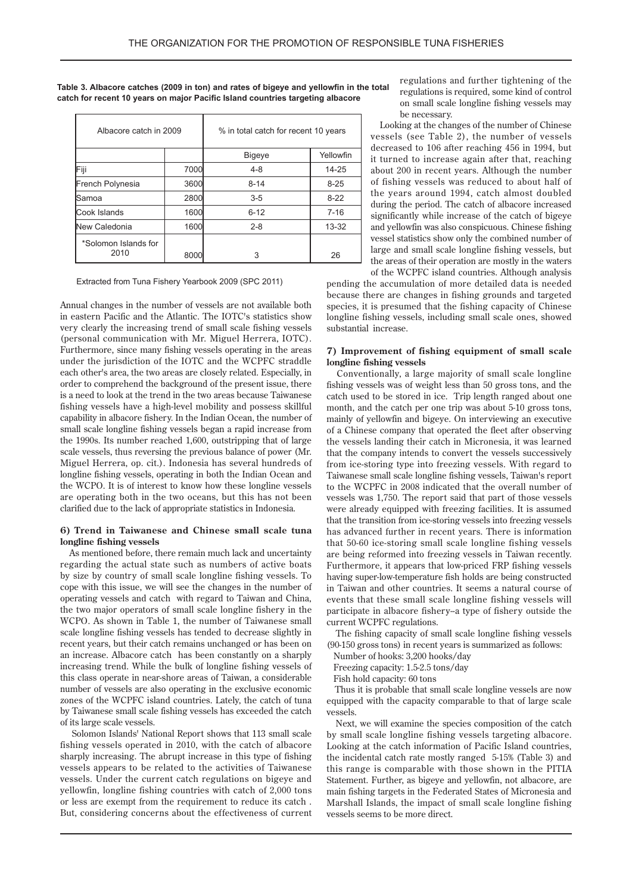**Table 3. Albacore catches (2009 in ton) and rates of bigeye and yellowfin in the total catch for recent 10 years on major Pacific Island countries targeting albacore**

| Albacore catch in 2009 | | % in total catch for recent 10 years | |
|---|---|---|---|
| | | Bigeye | Yellowfin |
| Fiji | 7000 | 4-8 | 14-25 |
| French Polynesia | 3600 | 8-14 | 8-25 |
| Samoa | 2800 | 3-5 | 8-22 |
| Cook Islands | 1600 | 6-12 | 7-16 |
| New Caledonia | 1600 | 2-8 | 13-32 |
| *Solomon Islands for 2010 | 8000 | 3 | 26 |

Extracted from Tuna Fishery Yearbook 2009 (SPC 2011)

Annual changes in the number of vessels are not available both in eastern Pacific and the Atlantic. The IOTC's statistics show very clearly the increasing trend of small scale fishing vessels (personal communication with Mr. Miguel Herrera, IOTC). Furthermore, since many fishing vessels operating in the areas under the jurisdiction of the IOTC and the WCPFC straddle each other's area, the two areas are closely related. Especially, in order to comprehend the background of the present issue, there is a need to look at the trend in the two areas because Taiwanese fishing vessels have a high-level mobility and possess skillful capability in albacore fishery. In the Indian Ocean, the number of small scale longline fishing vessels began a rapid increase from the 1990s. Its number reached 1,600, outstripping that of large scale vessels, thus reversing the previous balance of power (Mr. Miguel Herrera, op. cit.). Indonesia has several hundreds of longline fishing vessels, operating in both the Indian Ocean and the WCPO. It is of interest to know how these longline vessels are operating both in the two oceans, but this has not been clarified due to the lack of appropriate statistics in Indonesia.

### 6) Trend in Taiwanese and Chinese small scale tuna longline fishing vessels

As mentioned before, there remain much lack and uncertainty regarding the actual state such as numbers of active boats by size by country of small scale longline fishing vessels. To cope with this issue, we will see the changes in the number of operating vessels and catch with regard to Taiwan and China, the two major operators of small scale longline fishery in the WCPO. As shown in Table 1, the number of Taiwanese small scale longline fishing vessels has tended to decrease slightly in recent years, but their catch remains unchanged or has been on an increase. Albacore catch has been constantly on a sharply increasing trend. While the bulk of longline fishing vessels of this class operate in near-shore areas of Taiwan, a considerable number of vessels are also operating in the exclusive economic zones of the WCPFC island countries. Lately, the catch of tuna by Taiwanese small scale fishing vessels has exceeded the catch of its large scale vessels.

Solomon Islands' National Report shows that 113 small scale fishing vessels operated in 2010, with the catch of albacore sharply increasing. The abrupt increase in this type of fishing vessels appears to be related to the activities of Taiwanese vessels. Under the current catch regulations on bigeye and yellowfin, longline fishing countries with catch of 2,000 tons or less are exempt from the requirement to reduce its catch . But, considering concerns about the effectiveness of current regulations and further tightening of the regulations is required, some kind of control on small scale longline fishing vessels may be necessary.

Looking at the changes of the number of Chinese vessels (see Table 2), the number of vessels decreased to 106 after reaching 456 in 1994, but it turned to increase again after that, reaching about 200 in recent years. Although the number of fishing vessels was reduced to about half of the years around 1994, catch almost doubled during the period. The catch of albacore increased significantly while increase of the catch of bigeye and yellowfin was also conspicuous. Chinese fishing vessel statistics show only the combined number of large and small scale longline fishing vessels, but the areas of their operation are mostly in the waters of the WCPFC island countries. Although analysis pending the accumulation of more detailed data is needed because there are changes in fishing grounds and targeted species, it is presumed that the fishing capacity of Chinese longline fishing vessels, including small scale ones, showed substantial increase.

### 7) Improvement of fishing equipment of small scale longline fishing vessels

Conventionally, a large majority of small scale longline fishing vessels was of weight less than 50 gross tons, and the catch used to be stored in ice. Trip length ranged about one month, and the catch per one trip was about 5-10 gross tons, mainly of yellowfin and bigeye. On interviewing an executive of a Chinese company that operated the fleet after observing the vessels landing their catch in Micronesia, it was learned that the company intends to convert the vessels successively from ice-storing type into freezing vessels. With regard to Taiwanese small scale longline fishing vessels, Taiwan's report to the WCPFC in 2008 indicated that the overall number of vessels was 1,750. The report said that part of those vessels were already equipped with freezing facilities. It is assumed that the transition from ice-storing vessels into freezing vessels has advanced further in recent years. There is information that 50-60 ice-storing small scale longline fishing vessels are being reformed into freezing vessels in Taiwan recently. Furthermore, it appears that low-priced FRP fishing vessels having super-low-temperature fish holds are being constructed in Taiwan and other countries. It seems a natural course of events that these small scale longline fishing vessels will participate in albacore fishery–a type of fishery outside the current WCPFC regulations.

The fishing capacity of small scale longline fishing vessels (90-150 gross tons) in recent years is summarized as follows:

Number of hooks: 3,200 hooks/day

Freezing capacity: 1.5-2.5 tons/day

Fish hold capacity: 60 tons

Thus it is probable that small scale longline vessels are now equipped with the capacity comparable to that of large scale vessels.

Next, we will examine the species composition of the catch by small scale longline fishing vessels targeting albacore. Looking at the catch information of Pacific Island countries, the incidental catch rate mostly ranged 5-15% (Table 3) and this range is comparable with those shown in the PITIA Statement. Further, as bigeye and yellowfin, not albacore, are main fishing targets in the Federated States of Micronesia and Marshall Islands, the impact of small scale longline fishing vessels seems to be more direct.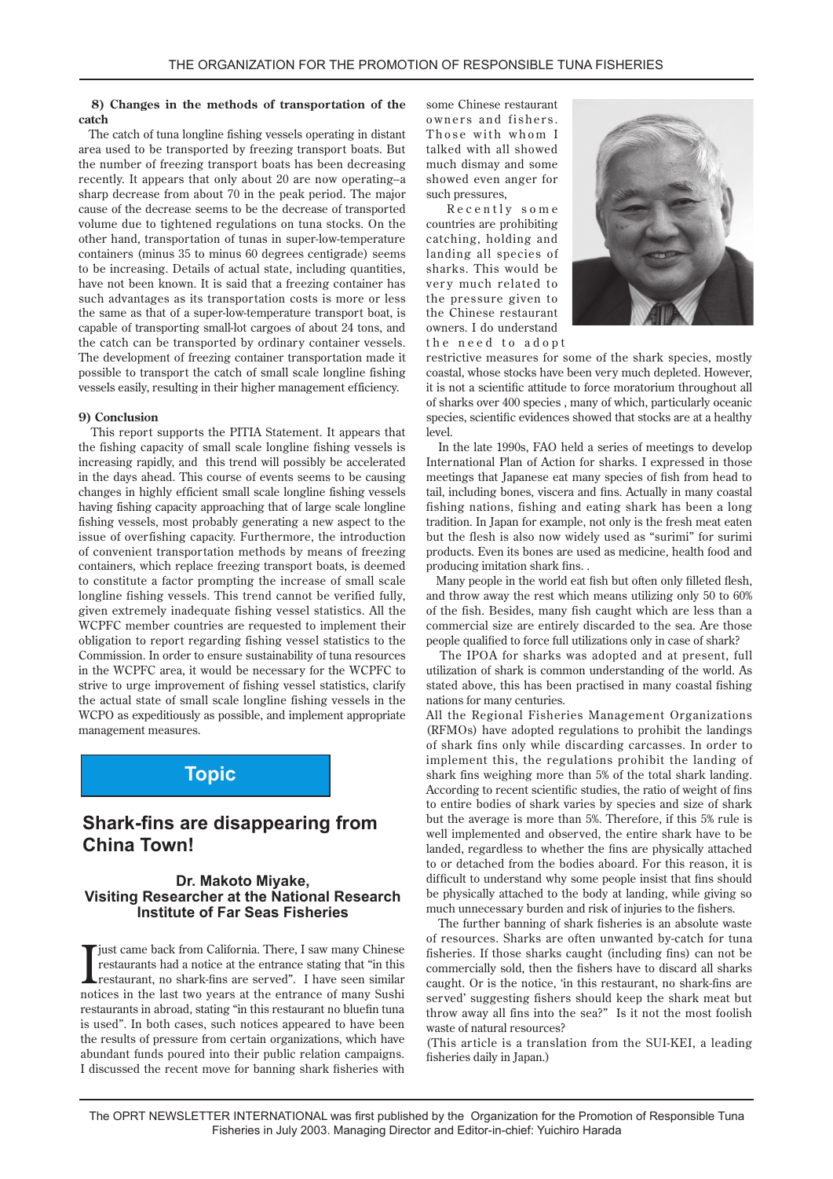**8) Changes in the methods of transportation of the catch**

The catch of tuna longline fishing vessels operating in distant area used to be transported by freezing transport boats. But the number of freezing transport boats has been decreasing recently. It appears that only about 20 are now operating–a sharp decrease from about 70 in the peak period. The major cause of the decrease seems to be the decrease of transported volume due to tightened regulations on tuna stocks. On the other hand, transportation of tunas in super-low-temperature containers (minus 35 to minus 60 degrees centigrade) seems to be increasing. Details of actual state, including quantities, have not been known. It is said that a freezing container has such advantages as its transportation costs is more or less the same as that of a super-low-temperature transport boat, is capable of transporting small-lot cargoes of about 24 tons, and the catch can be transported by ordinary container vessels. The development of freezing container transportation made it possible to transport the catch of small scale longline fishing vessels easily, resulting in their higher management efficiency.

**9) Conclusion**

This report supports the PITIA Statement. It appears that the fishing capacity of small scale longline fishing vessels is increasing rapidly, and this trend will possibly be accelerated in the days ahead. This course of events seems to be causing changes in highly efficient small scale longline fishing vessels having fishing capacity approaching that of large scale longline fishing vessels, most probably generating a new aspect to the issue of overfishing capacity. Furthermore, the introduction of convenient transportation methods by means of freezing containers, which replace freezing transport boats, is deemed to constitute a factor prompting the increase of small scale longline fishing vessels. This trend cannot be verified fully, given extremely inadequate fishing vessel statistics. All the WCPFC member countries are requested to implement their obligation to report regarding fishing vessel statistics to the Commission. In order to ensure sustainability of tuna resources in the WCPFC area, it would be necessary for the WCPFC to strive to urge improvement of fishing vessel statistics, clarify the actual state of small scale longline fishing vessels in the WCPO as expeditiously as possible, and implement appropriate management measures.

## Topic

## Shark-fins are disappearing from China Town!

### Dr. Makoto Miyake, Visiting Researcher at the National Research Institute of Far Seas Fisheries

I just came back from California. There, I saw many Chinese restaurants had a notice at the entrance stating that "in this restaurant, no shark-fins are served". I have seen similar notices in the last two years at the entrance of many Sushi restaurants in abroad, stating "in this restaurant no bluefin tuna is used". In both cases, such notices appeared to have been the results of pressure from certain organizations, which have abundant funds poured into their public relation campaigns. I discussed the recent move for banning shark fisheries with some Chinese restaurant owners and fishers. Those with whom I talked with all showed much dismay and some showed even anger for such pressures,

Recently some countries are prohibiting catching, holding and landing all species of sharks. This would be very much related to the pressure given to the Chinese restaurant owners. I do understand the need to adopt restrictive measures for some of the shark species, mostly coastal, whose stocks have been very much depleted. However, it is not a scientific attitude to force moratorium throughout all of sharks over 400 species , many of which, particularly oceanic species, scientific evidences showed that stocks are at a healthy level.

In the late 1990s, FAO held a series of meetings to develop International Plan of Action for sharks. I expressed in those meetings that Japanese eat many species of fish from head to tail, including bones, viscera and fins. Actually in many coastal fishing nations, fishing and eating shark has been a long tradition. In Japan for example, not only is the fresh meat eaten but the flesh is also now widely used as "surimi" for surimi products. Even its bones are used as medicine, health food and producing imitation shark fins. .

Many people in the world eat fish but often only filleted flesh, and throw away the rest which means utilizing only 50 to 60% of the fish. Besides, many fish caught which are less than a commercial size are entirely discarded to the sea. Are those people qualified to force full utilizations only in case of shark?

The IPOA for sharks was adopted and at present, full utilization of shark is common understanding of the world. As stated above, this has been practised in many coastal fishing nations for many centuries.

All the Regional Fisheries Management Organizations (RFMOs) have adopted regulations to prohibit the landings of shark fins only while discarding carcasses. In order to implement this, the regulations prohibit the landing of shark fins weighing more than 5% of the total shark landing. According to recent scientific studies, the ratio of weight of fins to entire bodies of shark varies by species and size of shark but the average is more than 5%. Therefore, if this 5% rule is well implemented and observed, the entire shark have to be landed, regardless to whether the fins are physically attached to or detached from the bodies aboard. For this reason, it is difficult to understand why some people insist that fins should be physically attached to the body at landing, while giving so much unnecessary burden and risk of injuries to the fishers.

The further banning of shark fisheries is an absolute waste of resources. Sharks are often unwanted by-catch for tuna fisheries. If those sharks caught (including fins) can not be commercially sold, then the fishers have to discard all sharks caught. Or is the notice, 'in this restaurant, no shark-fins are served' suggesting fishers should keep the shark meat but throw away all fins into the sea?" Is it not the most foolish waste of natural resources?

(This article is a translation from the SUI-KEI, a leading fisheries daily in Japan.)

The OPRT NEWSLETTER INTERNATIONAL was first published by the Organization for the Promotion of Responsible Tuna Fisheries in July 2003. Managing Director and Editor-in-chief: Yuichiro Harada